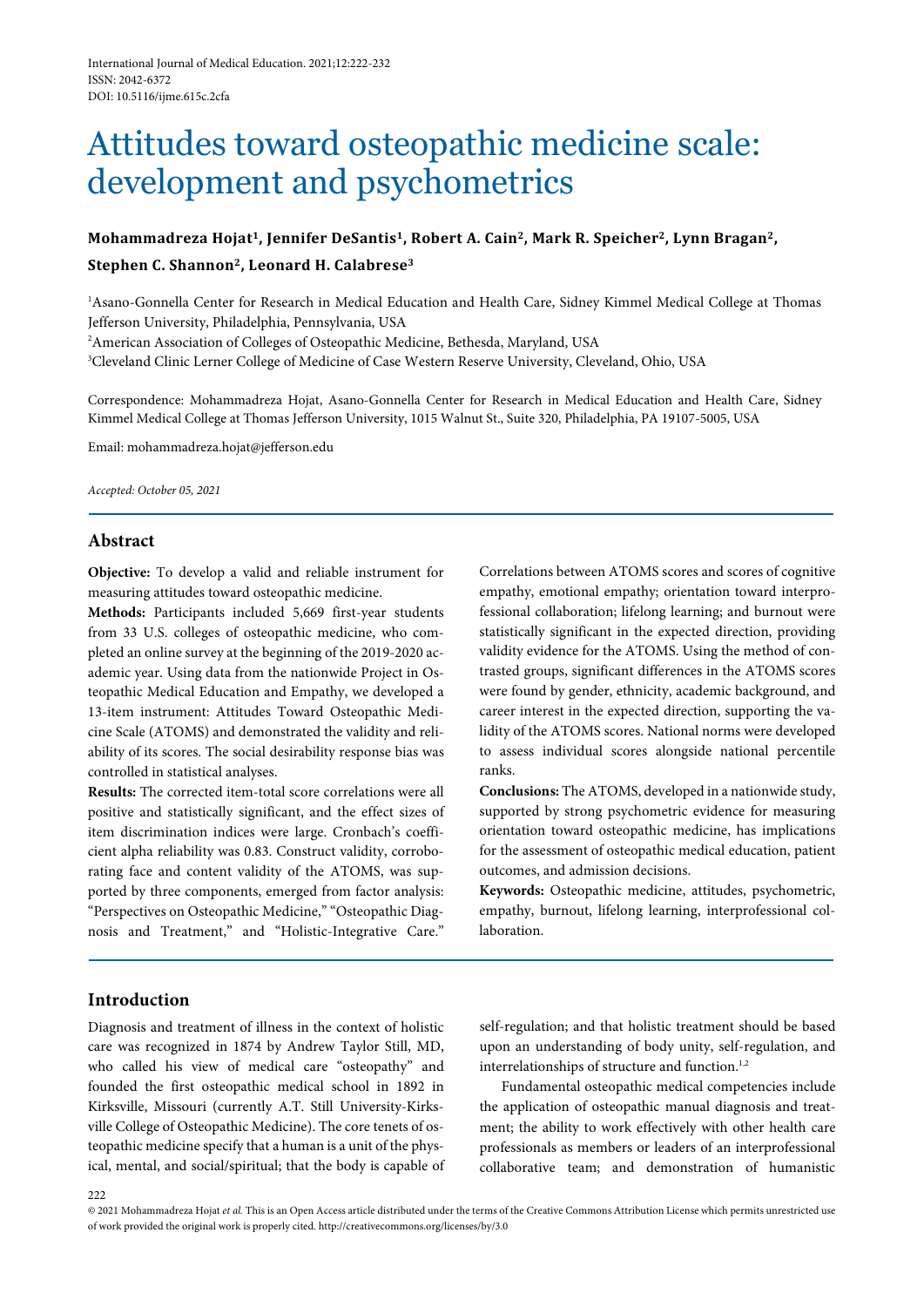International Journal of Medical Education. 2021;12:222-232
ISSN: 2042-6372
DOI: 10.5116/ijme.615c.2cfa

# Attitudes toward osteopathic medicine scale: development and psychometrics

**Mohammadreza Hojat[1], Jennifer DeSantis[1], Robert A. Cain[2], Mark R. Speicher[2], Lynn Bragan[2], Stephen C. Shannon[2], Leonard H. Calabrese[3]**

[1]Asano-Gonnella Center for Research in Medical Education and Health Care, Sidney Kimmel Medical College at Thomas Jefferson University, Philadelphia, Pennsylvania, USA
[2]American Association of Colleges of Osteopathic Medicine, Bethesda, Maryland, USA
[3]Cleveland Clinic Lerner College of Medicine of Case Western Reserve University, Cleveland, Ohio, USA

Correspondence: Mohammadreza Hojat, Asano-Gonnella Center for Research in Medical Education and Health Care, Sidney Kimmel Medical College at Thomas Jefferson University, 1015 Walnut St., Suite 320, Philadelphia, PA 19107-5005, USA

Email: mohammadreza.hojat@jefferson.edu

*Accepted: October 05, 2021*

## Abstract

**Objective:** To develop a valid and reliable instrument for measuring attitudes toward osteopathic medicine.

**Methods:** Participants included 5,669 first-year students from 33 U.S. colleges of osteopathic medicine, who completed an online survey at the beginning of the 2019-2020 academic year. Using data from the nationwide Project in Osteopathic Medical Education and Empathy, we developed a 13-item instrument: Attitudes Toward Osteopathic Medicine Scale (ATOMS) and demonstrated the validity and reliability of its scores. The social desirability response bias was controlled in statistical analyses.

**Results:** The corrected item-total score correlations were all positive and statistically significant, and the effect sizes of item discrimination indices were large. Cronbach's coefficient alpha reliability was 0.83. Construct validity, corroborating face and content validity of the ATOMS, was supported by three components, emerged from factor analysis: "Perspectives on Osteopathic Medicine," "Osteopathic Diagnosis and Treatment," and "Holistic-Integrative Care." Correlations between ATOMS scores and scores of cognitive empathy, emotional empathy; orientation toward interprofessional collaboration; lifelong learning; and burnout were statistically significant in the expected direction, providing validity evidence for the ATOMS. Using the method of contrasted groups, significant differences in the ATOMS scores were found by gender, ethnicity, academic background, and career interest in the expected direction, supporting the validity of the ATOMS scores. National norms were developed to assess individual scores alongside national percentile ranks.

**Conclusions:** The ATOMS, developed in a nationwide study, supported by strong psychometric evidence for measuring orientation toward osteopathic medicine, has implications for the assessment of osteopathic medical education, patient outcomes, and admission decisions.

**Keywords:** Osteopathic medicine, attitudes, psychometric, empathy, burnout, lifelong learning, interprofessional collaboration.

## Introduction

Diagnosis and treatment of illness in the context of holistic care was recognized in 1874 by Andrew Taylor Still, MD, who called his view of medical care "osteopathy" and founded the first osteopathic medical school in 1892 in Kirksville, Missouri (currently A.T. Still University-Kirksville College of Osteopathic Medicine). The core tenets of osteopathic medicine specify that a human is a unit of the physical, mental, and social/spiritual; that the body is capable of self-regulation; and that holistic treatment should be based upon an understanding of body unity, self-regulation, and interrelationships of structure and function.[1,2]

Fundamental osteopathic medical competencies include the application of osteopathic manual diagnosis and treatment; the ability to work effectively with other health care professionals as members or leaders of an interprofessional collaborative team; and demonstration of humanistic

© 2021 Mohammadreza Hojat *et al.* This is an Open Access article distributed under the terms of the Creative Commons Attribution License which permits unrestricted use of work provided the original work is properly cited. http://creativecommons.org/licenses/by/3.0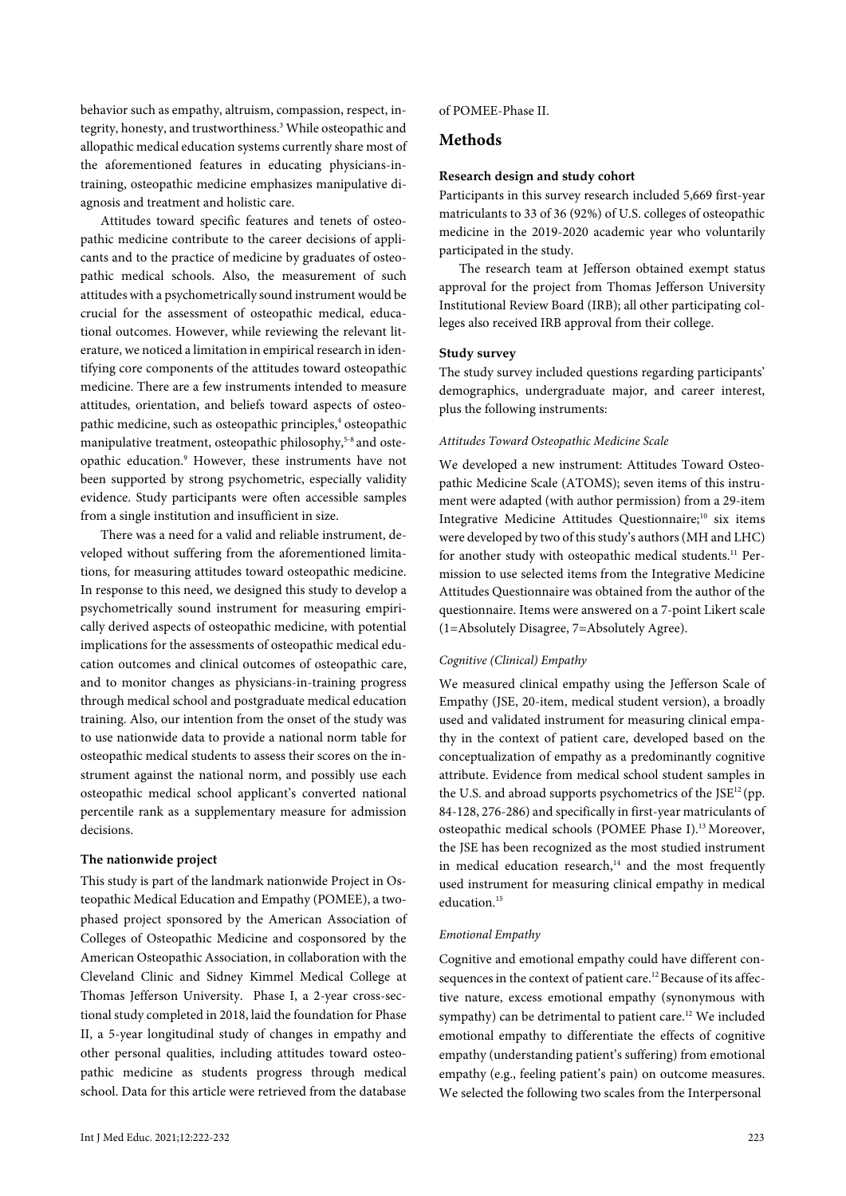behavior such as empathy, altruism, compassion, respect, integrity, honesty, and trustworthiness.[3] While osteopathic and allopathic medical education systems currently share most of the aforementioned features in educating physicians-in-training, osteopathic medicine emphasizes manipulative diagnosis and treatment and holistic care.

Attitudes toward specific features and tenets of osteopathic medicine contribute to the career decisions of applicants and to the practice of medicine by graduates of osteopathic medical schools. Also, the measurement of such attitudes with a psychometrically sound instrument would be crucial for the assessment of osteopathic medical, educational outcomes. However, while reviewing the relevant literature, we noticed a limitation in empirical research in identifying core components of the attitudes toward osteopathic medicine. There are a few instruments intended to measure attitudes, orientation, and beliefs toward aspects of osteopathic medicine, such as osteopathic principles,[4] osteopathic manipulative treatment, osteopathic philosophy,[5-8] and osteopathic education.[9] However, these instruments have not been supported by strong psychometric, especially validity evidence. Study participants were often accessible samples from a single institution and insufficient in size.

There was a need for a valid and reliable instrument, developed without suffering from the aforementioned limitations, for measuring attitudes toward osteopathic medicine. In response to this need, we designed this study to develop a psychometrically sound instrument for measuring empirically derived aspects of osteopathic medicine, with potential implications for the assessments of osteopathic medical education outcomes and clinical outcomes of osteopathic care, and to monitor changes as physicians-in-training progress through medical school and postgraduate medical education training. Also, our intention from the onset of the study was to use nationwide data to provide a national norm table for osteopathic medical students to assess their scores on the instrument against the national norm, and possibly use each osteopathic medical school applicant's converted national percentile rank as a supplementary measure for admission decisions.

#### The nationwide project

This study is part of the landmark nationwide Project in Osteopathic Medical Education and Empathy (POMEE), a two-phased project sponsored by the American Association of Colleges of Osteopathic Medicine and cosponsored by the American Osteopathic Association, in collaboration with the Cleveland Clinic and Sidney Kimmel Medical College at Thomas Jefferson University. Phase I, a 2-year cross-sectional study completed in 2018, laid the foundation for Phase II, a 5-year longitudinal study of changes in empathy and other personal qualities, including attitudes toward osteopathic medicine as students progress through medical school. Data for this article were retrieved from the database of POMEE-Phase II.

## Methods

#### Research design and study cohort

Participants in this survey research included 5,669 first-year matriculants to 33 of 36 (92%) of U.S. colleges of osteopathic medicine in the 2019-2020 academic year who voluntarily participated in the study.

The research team at Jefferson obtained exempt status approval for the project from Thomas Jefferson University Institutional Review Board (IRB); all other participating colleges also received IRB approval from their college.

#### Study survey

The study survey included questions regarding participants' demographics, undergraduate major, and career interest, plus the following instruments:

*Attitudes Toward Osteopathic Medicine Scale*

We developed a new instrument: Attitudes Toward Osteopathic Medicine Scale (ATOMS); seven items of this instrument were adapted (with author permission) from a 29-item Integrative Medicine Attitudes Questionnaire;[10] six items were developed by two of this study's authors (MH and LHC) for another study with osteopathic medical students.[11] Permission to use selected items from the Integrative Medicine Attitudes Questionnaire was obtained from the author of the questionnaire. Items were answered on a 7-point Likert scale (1=Absolutely Disagree, 7=Absolutely Agree).

*Cognitive (Clinical) Empathy*

We measured clinical empathy using the Jefferson Scale of Empathy (JSE, 20-item, medical student version), a broadly used and validated instrument for measuring clinical empathy in the context of patient care, developed based on the conceptualization of empathy as a predominantly cognitive attribute. Evidence from medical school student samples in the U.S. and abroad supports psychometrics of the JSE[12] (pp. 84-128, 276-286) and specifically in first-year matriculants of osteopathic medical schools (POMEE Phase I).[13] Moreover, the JSE has been recognized as the most studied instrument in medical education research,[14] and the most frequently used instrument for measuring clinical empathy in medical education.[15]

*Emotional Empathy*

Cognitive and emotional empathy could have different consequences in the context of patient care.[12] Because of its affective nature, excess emotional empathy (synonymous with sympathy) can be detrimental to patient care.[12] We included emotional empathy to differentiate the effects of cognitive empathy (understanding patient's suffering) from emotional empathy (e.g., feeling patient's pain) on outcome measures. We selected the following two scales from the Interpersonal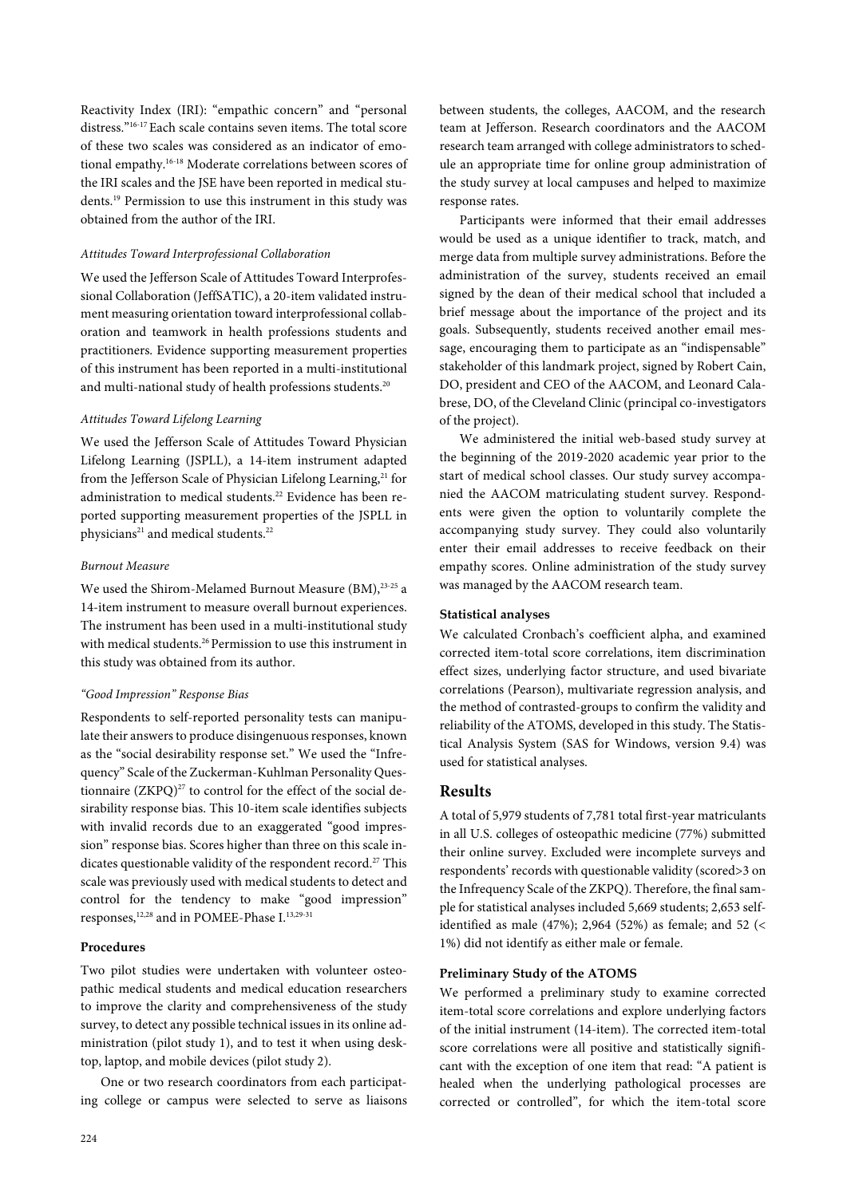Reactivity Index (IRI): "empathic concern" and "personal distress."[16-17] Each scale contains seven items. The total score of these two scales was considered as an indicator of emotional empathy.[16-18] Moderate correlations between scores of the IRI scales and the JSE have been reported in medical students.[19] Permission to use this instrument in this study was obtained from the author of the IRI.

*Attitudes Toward Interprofessional Collaboration*

We used the Jefferson Scale of Attitudes Toward Interprofessional Collaboration (JeffSATIC), a 20-item validated instrument measuring orientation toward interprofessional collaboration and teamwork in health professions students and practitioners. Evidence supporting measurement properties of this instrument has been reported in a multi-institutional and multi-national study of health professions students.[20]

*Attitudes Toward Lifelong Learning*

We used the Jefferson Scale of Attitudes Toward Physician Lifelong Learning (JSPLL), a 14-item instrument adapted from the Jefferson Scale of Physician Lifelong Learning,[21] for administration to medical students.[22] Evidence has been reported supporting measurement properties of the JSPLL in physicians[21] and medical students.[22]

*Burnout Measure*

We used the Shirom-Melamed Burnout Measure (BM),[23-25] a 14-item instrument to measure overall burnout experiences. The instrument has been used in a multi-institutional study with medical students.[26] Permission to use this instrument in this study was obtained from its author.

*"Good Impression" Response Bias*

Respondents to self-reported personality tests can manipulate their answers to produce disingenuous responses, known as the "social desirability response set." We used the "Infrequency" Scale of the Zuckerman-Kuhlman Personality Questionnaire (ZKPQ)[27] to control for the effect of the social desirability response bias. This 10-item scale identifies subjects with invalid records due to an exaggerated "good impression" response bias. Scores higher than three on this scale indicates questionable validity of the respondent record.[27] This scale was previously used with medical students to detect and control for the tendency to make "good impression" responses,[12,28] and in POMEE-Phase I.[13,29-31]

**Procedures**

Two pilot studies were undertaken with volunteer osteopathic medical students and medical education researchers to improve the clarity and comprehensiveness of the study survey, to detect any possible technical issues in its online administration (pilot study 1), and to test it when using desktop, laptop, and mobile devices (pilot study 2).

One or two research coordinators from each participating college or campus were selected to serve as liaisons between students, the colleges, AACOM, and the research team at Jefferson. Research coordinators and the AACOM research team arranged with college administrators to schedule an appropriate time for online group administration of the study survey at local campuses and helped to maximize response rates.

Participants were informed that their email addresses would be used as a unique identifier to track, match, and merge data from multiple survey administrations. Before the administration of the survey, students received an email signed by the dean of their medical school that included a brief message about the importance of the project and its goals. Subsequently, students received another email message, encouraging them to participate as an "indispensable" stakeholder of this landmark project, signed by Robert Cain, DO, president and CEO of the AACOM, and Leonard Calabrese, DO, of the Cleveland Clinic (principal co-investigators of the project).

We administered the initial web-based study survey at the beginning of the 2019-2020 academic year prior to the start of medical school classes. Our study survey accompanied the AACOM matriculating student survey. Respondents were given the option to voluntarily complete the accompanying study survey. They could also voluntarily enter their email addresses to receive feedback on their empathy scores. Online administration of the study survey was managed by the AACOM research team.

**Statistical analyses**

We calculated Cronbach's coefficient alpha, and examined corrected item-total score correlations, item discrimination effect sizes, underlying factor structure, and used bivariate correlations (Pearson), multivariate regression analysis, and the method of contrasted-groups to confirm the validity and reliability of the ATOMS, developed in this study. The Statistical Analysis System (SAS for Windows, version 9.4) was used for statistical analyses.

## Results

A total of 5,979 students of 7,781 total first-year matriculants in all U.S. colleges of osteopathic medicine (77%) submitted their online survey. Excluded were incomplete surveys and respondents' records with questionable validity (scored>3 on the Infrequency Scale of the ZKPQ). Therefore, the final sample for statistical analyses included 5,669 students; 2,653 self-identified as male (47%); 2,964 (52%) as female; and 52 (< 1%) did not identify as either male or female.

**Preliminary Study of the ATOMS**

We performed a preliminary study to examine corrected item-total score correlations and explore underlying factors of the initial instrument (14-item). The corrected item-total score correlations were all positive and statistically significant with the exception of one item that read: "A patient is healed when the underlying pathological processes are corrected or controlled", for which the item-total score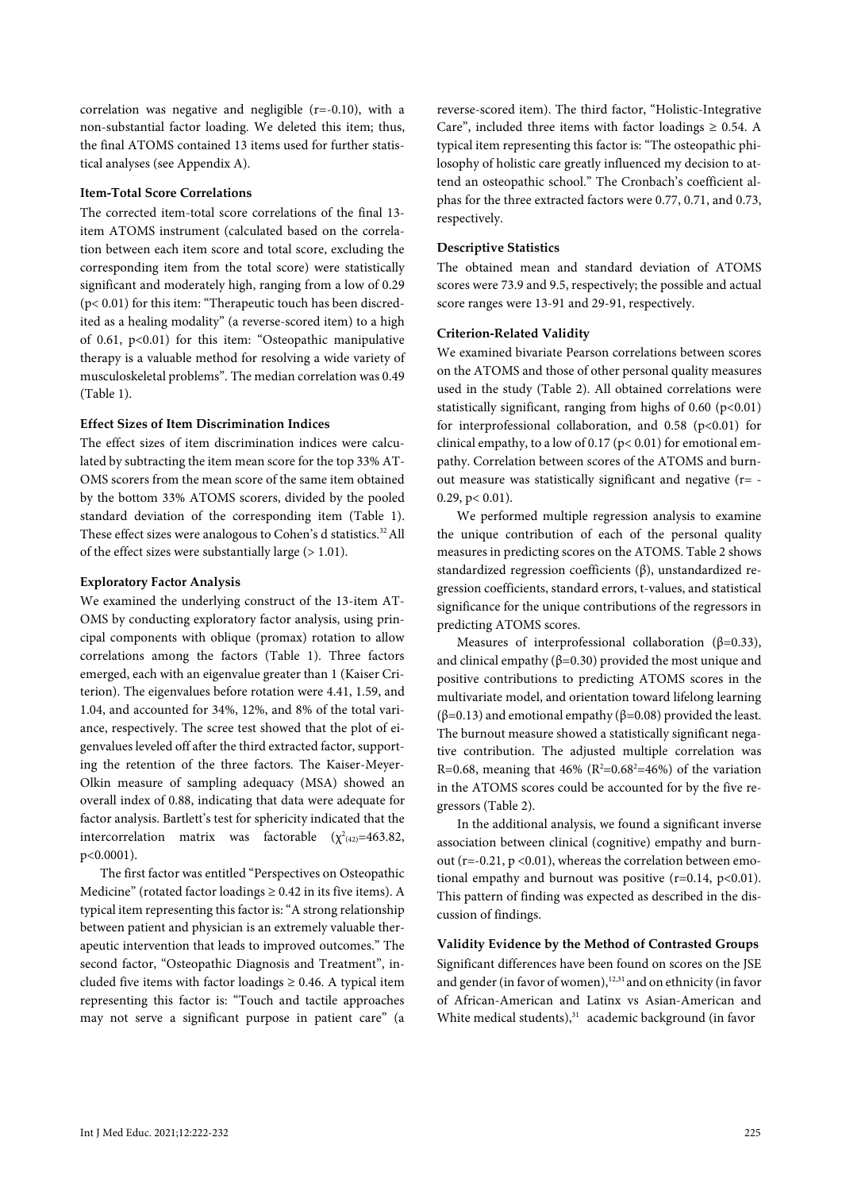correlation was negative and negligible (r=-0.10), with a non-substantial factor loading. We deleted this item; thus, the final ATOMS contained 13 items used for further statistical analyses (see Appendix A).

#### Item-Total Score Correlations

The corrected item-total score correlations of the final 13-item ATOMS instrument (calculated based on the correlation between each item score and total score, excluding the corresponding item from the total score) were statistically significant and moderately high, ranging from a low of 0.29 ($p < 0.01$) for this item: "Therapeutic touch has been discredited as a healing modality" (a reverse-scored item) to a high of 0.61, $p<0.01$) for this item: "Osteopathic manipulative therapy is a valuable method for resolving a wide variety of musculoskeletal problems". The median correlation was 0.49 (Table 1).

#### Effect Sizes of Item Discrimination Indices

The effect sizes of item discrimination indices were calculated by subtracting the item mean score for the top 33% ATOMS scorers from the mean score of the same item obtained by the bottom 33% ATOMS scorers, divided by the pooled standard deviation of the corresponding item (Table 1). These effect sizes were analogous to Cohen's d statistics.[32] All of the effect sizes were substantially large (> 1.01).

#### Exploratory Factor Analysis

We examined the underlying construct of the 13-item ATOMS by conducting exploratory factor analysis, using principal components with oblique (promax) rotation to allow correlations among the factors (Table 1). Three factors emerged, each with an eigenvalue greater than 1 (Kaiser Criterion). The eigenvalues before rotation were 4.41, 1.59, and 1.04, and accounted for 34%, 12%, and 8% of the total variance, respectively. The scree test showed that the plot of eigenvalues leveled off after the third extracted factor, supporting the retention of the three factors. The Kaiser-Meyer-Olkin measure of sampling adequacy (MSA) showed an overall index of 0.88, indicating that data were adequate for factor analysis. Bartlett's test for sphericity indicated that the intercorrelation matrix was factorable ($\chi^2_{(42)}=463.82$, $p<0.0001$).

The first factor was entitled "Perspectives on Osteopathic Medicine" (rotated factor loadings ≥ 0.42 in its five items). A typical item representing this factor is: "A strong relationship between patient and physician is an extremely valuable therapeutic intervention that leads to improved outcomes." The second factor, "Osteopathic Diagnosis and Treatment", included five items with factor loadings ≥ 0.46. A typical item representing this factor is: "Touch and tactile approaches may not serve a significant purpose in patient care" (a reverse-scored item). The third factor, "Holistic-Integrative Care", included three items with factor loadings ≥ 0.54. A typical item representing this factor is: "The osteopathic philosophy of holistic care greatly influenced my decision to attend an osteopathic school." The Cronbach's coefficient alphas for the three extracted factors were 0.77, 0.71, and 0.73, respectively.

#### Descriptive Statistics

The obtained mean and standard deviation of ATOMS scores were 73.9 and 9.5, respectively; the possible and actual score ranges were 13-91 and 29-91, respectively.

#### Criterion-Related Validity

We examined bivariate Pearson correlations between scores on the ATOMS and those of other personal quality measures used in the study (Table 2). All obtained correlations were statistically significant, ranging from highs of 0.60 ($p<0.01$) for interprofessional collaboration, and 0.58 ($p<0.01$) for clinical empathy, to a low of 0.17 ($p< 0.01$) for emotional empathy. Correlation between scores of the ATOMS and burnout measure was statistically significant and negative (r= -0.29, $p< 0.01$).

We performed multiple regression analysis to examine the unique contribution of each of the personal quality measures in predicting scores on the ATOMS. Table 2 shows standardized regression coefficients (β), unstandardized regression coefficients, standard errors, t-values, and statistical significance for the unique contributions of the regressors in predicting ATOMS scores.

Measures of interprofessional collaboration (β=0.33), and clinical empathy (β=0.30) provided the most unique and positive contributions to predicting ATOMS scores in the multivariate model, and orientation toward lifelong learning (β=0.13) and emotional empathy (β=0.08) provided the least. The burnout measure showed a statistically significant negative contribution. The adjusted multiple correlation was R=0.68, meaning that 46% ($R^2=0.68^2=46\%$) of the variation in the ATOMS scores could be accounted for by the five regressors (Table 2).

In the additional analysis, we found a significant inverse association between clinical (cognitive) empathy and burnout (r=-0.21, $p <0.01$), whereas the correlation between emotional empathy and burnout was positive (r=0.14, $p<0.01$). This pattern of finding was expected as described in the discussion of findings.

#### Validity Evidence by the Method of Contrasted Groups

Significant differences have been found on scores on the JSE and gender (in favor of women),[12,31] and on ethnicity (in favor of African-American and Latinx vs Asian-American and White medical students),[31] academic background (in favor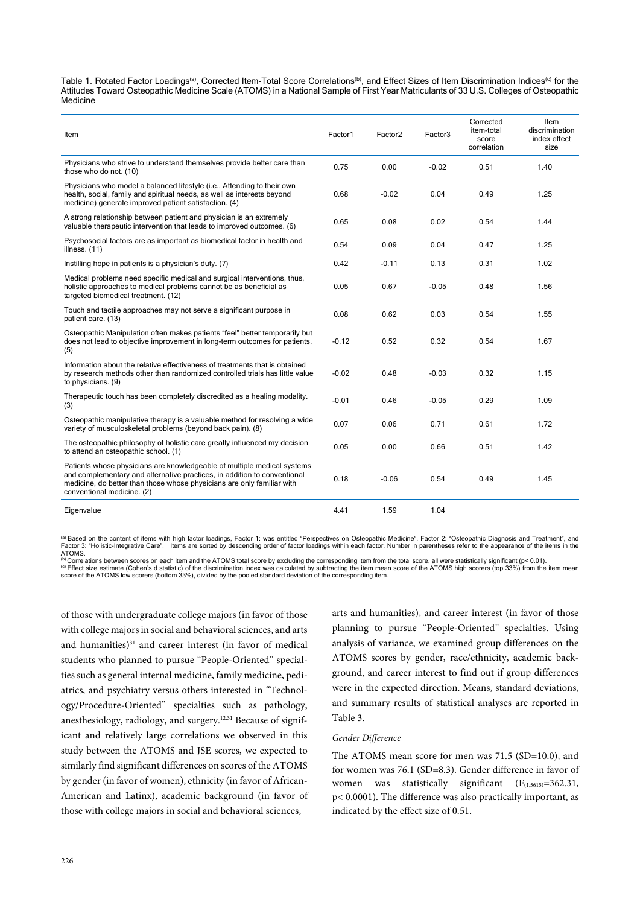Table 1. Rotated Factor Loadings[(a)], Corrected Item-Total Score Correlations[(b)], and Effect Sizes of Item Discrimination Indices[(c)] for the Attitudes Toward Osteopathic Medicine Scale (ATOMS) in a National Sample of First Year Matriculants of 33 U.S. Colleges of Osteopathic Medicine

| Item | Factor1 | Factor2 | Factor3 | Corrected item-total score correlation | Item discrimination index effect size |
|---|---|---|---|---|---|
| Physicians who strive to understand themselves provide better care than those who do not. (10) | 0.75 | 0.00 | -0.02 | 0.51 | 1.40 |
| Physicians who model a balanced lifestyle (i.e., Attending to their own health, social, family and spiritual needs, as well as interests beyond medicine) generate improved patient satisfaction. (4) | 0.68 | -0.02 | 0.04 | 0.49 | 1.25 |
| A strong relationship between patient and physician is an extremely valuable therapeutic intervention that leads to improved outcomes. (6) | 0.65 | 0.08 | 0.02 | 0.54 | 1.44 |
| Psychosocial factors are as important as biomedical factor in health and illness. (11) | 0.54 | 0.09 | 0.04 | 0.47 | 1.25 |
| Instilling hope in patients is a physician's duty. (7) | 0.42 | -0.11 | 0.13 | 0.31 | 1.02 |
| Medical problems need specific medical and surgical interventions, thus, holistic approaches to medical problems cannot be as beneficial as targeted biomedical treatment. (12) | 0.05 | 0.67 | -0.05 | 0.48 | 1.56 |
| Touch and tactile approaches may not serve a significant purpose in patient care. (13) | 0.08 | 0.62 | 0.03 | 0.54 | 1.55 |
| Osteopathic Manipulation often makes patients "feel" better temporarily but does not lead to objective improvement in long-term outcomes for patients. (5) | -0.12 | 0.52 | 0.32 | 0.54 | 1.67 |
| Information about the relative effectiveness of treatments that is obtained by research methods other than randomized controlled trials has little value to physicians. (9) | -0.02 | 0.48 | -0.03 | 0.32 | 1.15 |
| Therapeutic touch has been completely discredited as a healing modality. (3) | -0.01 | 0.46 | -0.05 | 0.29 | 1.09 |
| Osteopathic manipulative therapy is a valuable method for resolving a wide variety of musculoskeletal problems (beyond back pain). (8) | 0.07 | 0.06 | 0.71 | 0.61 | 1.72 |
| The osteopathic philosophy of holistic care greatly influenced my decision to attend an osteopathic school. (1) | 0.05 | 0.00 | 0.66 | 0.51 | 1.42 |
| Patients whose physicians are knowledgeable of multiple medical systems and complementary and alternative practices, in addition to conventional medicine, do better than those whose physicians are only familiar with conventional medicine. (2) | 0.18 | -0.06 | 0.54 | 0.49 | 1.45 |
| Eigenvalue | 4.41 | 1.59 | 1.04 | | |

[(a)] Based on the content of items with high factor loadings, Factor 1: was entitled "Perspectives on Osteopathic Medicine", Factor 2: "Osteopathic Diagnosis and Treatment", and Factor 3: "Holistic-Integrative Care". Items are sorted by descending order of factor loadings within each factor. Number in parentheses refer to the appearance of the items in the ATOMS.
[(b)] Correlations between scores on each item and the ATOMS total score by excluding the corresponding item from the total score, all were statistically significant ($p < 0.01$).
[(c)] Effect size estimate (Cohen's d statistic) of the discrimination index was calculated by subtracting the item mean score of the ATOMS high scorers (top 33%) from the item mean score of the ATOMS low scorers (bottom 33%), divided by the pooled standard deviation of the corresponding item.

of those with undergraduate college majors (in favor of those with college majors in social and behavioral sciences, and arts and humanities)[31] and career interest (in favor of medical students who planned to pursue "People-Oriented" specialties such as general internal medicine, family medicine, pediatrics, and psychiatry versus others interested in "Technology/Procedure-Oriented" specialties such as pathology, anesthesiology, radiology, and surgery.[12,31] Because of significant and relatively large correlations we observed in this study between the ATOMS and JSE scores, we expected to similarly find significant differences on scores of the ATOMS by gender (in favor of women), ethnicity (in favor of African-American and Latinx), academic background (in favor of those with college majors in social and behavioral sciences, arts and humanities), and career interest (in favor of those planning to pursue "People-Oriented" specialties. Using analysis of variance, we examined group differences on the ATOMS scores by gender, race/ethnicity, academic background, and career interest to find out if group differences were in the expected direction. Means, standard deviations, and summary results of statistical analyses are reported in Table 3.

*Gender Difference*

The ATOMS mean score for men was 71.5 (SD=10.0), and for women was 76.1 (SD=8.3). Gender difference in favor of women was statistically significant ($F_{(1,5615)}=362.31$, $p < 0.0001$). The difference was also practically important, as indicated by the effect size of 0.51.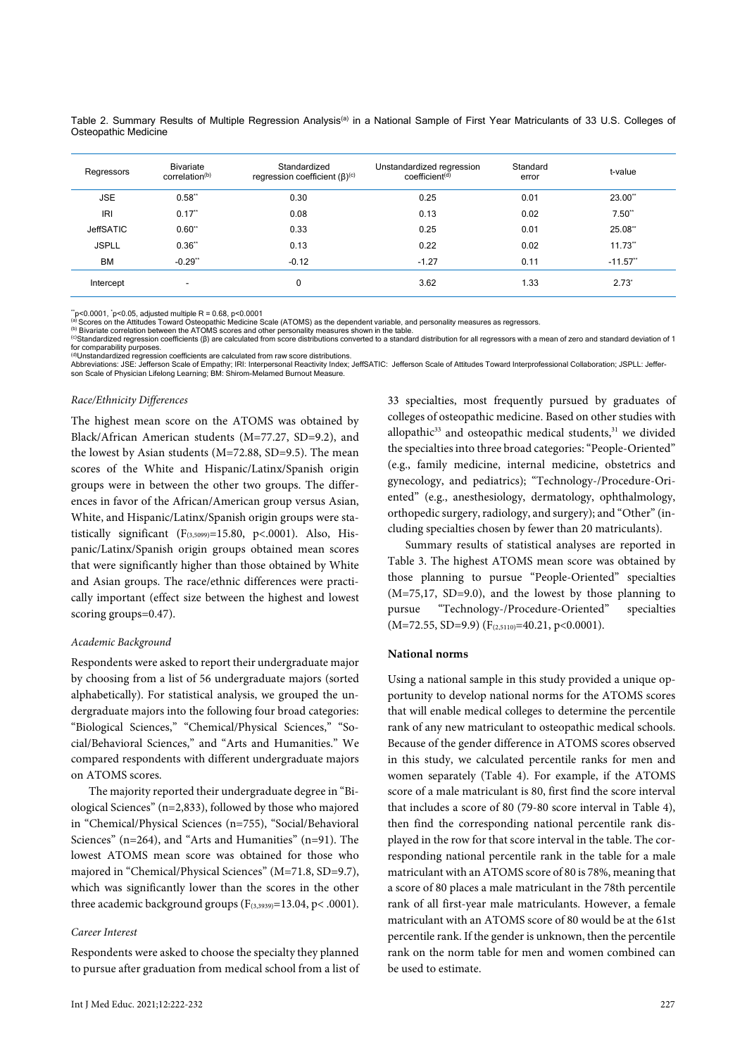Table 2. Summary Results of Multiple Regression Analysis[(a)] in a National Sample of First Year Matriculants of 33 U.S. Colleges of Osteopathic Medicine

| Regressors | Bivariate correlation[(b)] | Standardized regression coefficient (β)[(c)] | Unstandardized regression coefficient[(d)] | Standard error | t-value |
|---|---|---|---|---|---|
| JSE | 0.58** | 0.30 | 0.25 | 0.01 | 23.00** |
| IRI | 0.17** | 0.08 | 0.13 | 0.02 | 7.50** |
| JeffSATIC | 0.60** | 0.33 | 0.25 | 0.01 | 25.08** |
| JSPLL | 0.36** | 0.13 | 0.22 | 0.02 | 11.73** |
| BM | -0.29** | -0.12 | -1.27 | 0.11 | -11.57** |
| Intercept | - | 0 | 3.62 | 1.33 | 2.73* |

**p<0.0001, *p<0.05, adjusted multiple R = 0.68, p<0.0001
(a) Scores on the Attitudes Toward Osteopathic Medicine Scale (ATOMS) as the dependent variable, and personality measures as regressors.
(b) Bivariate correlation between the ATOMS scores and other personality measures shown in the table.
(c) Standardized regression coefficients (β) are calculated from score distributions converted to a standard distribution for all regressors with a mean of zero and standard deviation of 1 for comparability purposes.
(d) Unstandardized regression coefficients are calculated from raw score distributions.
Abbreviations: JSE: Jefferson Scale of Empathy; IRI: Interpersonal Reactivity Index; JeffSATIC: Jefferson Scale of Attitudes Toward Interprofessional Collaboration; JSPLL: Jefferson Scale of Physician Lifelong Learning; BM: Shirom-Melamed Burnout Measure.

*Race/Ethnicity Differences*

The highest mean score on the ATOMS was obtained by Black/African American students (M=77.27, SD=9.2), and the lowest by Asian students (M=72.88, SD=9.5). The mean scores of the White and Hispanic/Latinx/Spanish origin groups were in between the other two groups. The differences in favor of the African/American group versus Asian, White, and Hispanic/Latinx/Spanish origin groups were statistically significant ($F_{(3,5099)}$=15.80, p<.0001). Also, Hispanic/Latinx/Spanish origin groups obtained mean scores that were significantly higher than those obtained by White and Asian groups. The race/ethnic differences were practically important (effect size between the highest and lowest scoring groups=0.47).

*Academic Background*

Respondents were asked to report their undergraduate major by choosing from a list of 56 undergraduate majors (sorted alphabetically). For statistical analysis, we grouped the undergraduate majors into the following four broad categories: "Biological Sciences," "Chemical/Physical Sciences," "Social/Behavioral Sciences," and "Arts and Humanities." We compared respondents with different undergraduate majors on ATOMS scores.

The majority reported their undergraduate degree in "Biological Sciences" (n=2,833), followed by those who majored in "Chemical/Physical Sciences (n=755), "Social/Behavioral Sciences" (n=264), and "Arts and Humanities" (n=91). The lowest ATOMS mean score was obtained for those who majored in "Chemical/Physical Sciences" (M=71.8, SD=9.7), which was significantly lower than the scores in the other three academic background groups ($F_{(3,3939)}$=13.04, p< .0001).

*Career Interest*

Respondents were asked to choose the specialty they planned to pursue after graduation from medical school from a list of 33 specialties, most frequently pursued by graduates of colleges of osteopathic medicine. Based on other studies with allopathic[33] and osteopathic medical students,[31] we divided the specialties into three broad categories: "People-Oriented" (e.g., family medicine, internal medicine, obstetrics and gynecology, and pediatrics); "Technology-/Procedure-Oriented" (e.g., anesthesiology, dermatology, ophthalmology, orthopedic surgery, radiology, and surgery); and "Other" (including specialties chosen by fewer than 20 matriculants).

Summary results of statistical analyses are reported in Table 3. The highest ATOMS mean score was obtained by those planning to pursue "People-Oriented" specialties (M=75,17, SD=9.0), and the lowest by those planning to pursue "Technology-/Procedure-Oriented" specialties (M=72.55, SD=9.9) ($F_{(2,5110)}$=40.21, p<0.0001).

**National norms**

Using a national sample in this study provided a unique opportunity to develop national norms for the ATOMS scores that will enable medical colleges to determine the percentile rank of any new matriculant to osteopathic medical schools. Because of the gender difference in ATOMS scores observed in this study, we calculated percentile ranks for men and women separately (Table 4). For example, if the ATOMS score of a male matriculant is 80, first find the score interval that includes a score of 80 (79-80 score interval in Table 4), then find the corresponding national percentile rank displayed in the row for that score interval in the table. The corresponding national percentile rank in the table for a male matriculant with an ATOMS score of 80 is 78%, meaning that a score of 80 places a male matriculant in the 78th percentile rank of all first-year male matriculants. However, a female matriculant with an ATOMS score of 80 would be at the 61st percentile rank. If the gender is unknown, then the percentile rank on the norm table for men and women combined can be used to estimate.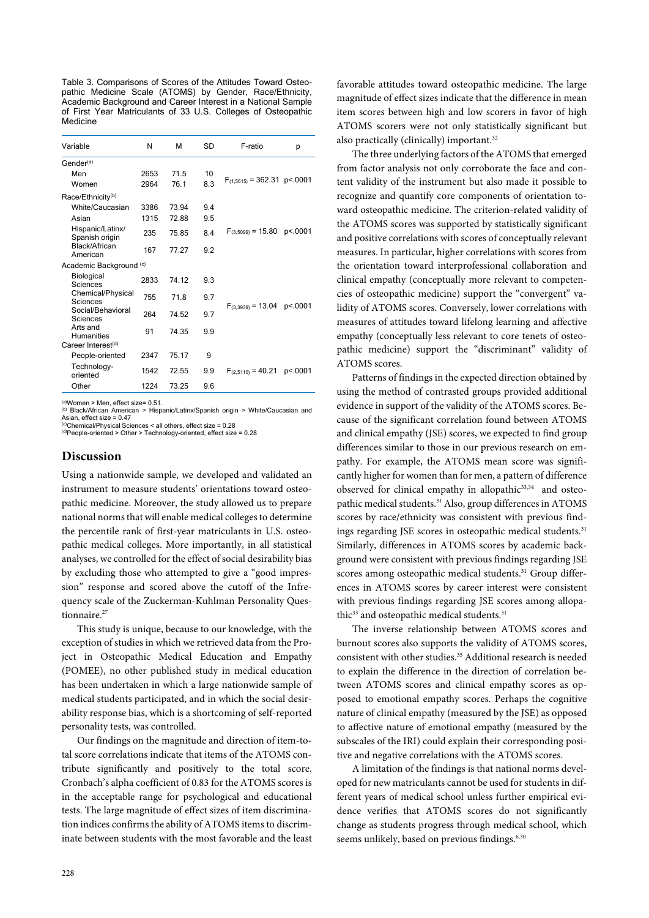Table 3. Comparisons of Scores of the Attitudes Toward Osteopathic Medicine Scale (ATOMS) by Gender, Race/Ethnicity, Academic Background and Career Interest in a National Sample of First Year Matriculants of 33 U.S. Colleges of Osteopathic Medicine

| Variable | N | M | SD | F-ratio | p |
|---|---|---|---|---|---|
| Gender[(a)] | | | | | |
| Men | 2653 | 71.5 | 10 | $F_{(1,5615)} = 362.31$ | p<.0001 |
| Women | 2964 | 76.1 | 8.3 | | |
| Race/Ethnicity[(b)] | | | | | |
| White/Caucasian | 3386 | 73.94 | 9.4 | | |
| Asian | 1315 | 72.88 | 9.5 | | |
| Hispanic/Latinx/ Spanish origin | 235 | 75.85 | 8.4 | $F_{(3,5099)} = 15.80$ | p<.0001 |
| Black/African American | 167 | 77.27 | 9.2 | | |
| Academic Background [(c)] | | | | | |
| Biological Sciences | 2833 | 74.12 | 9.3 | | |
| Chemical/Physical Sciences | 755 | 71.8 | 9.7 | | |
| Social/Behavioral Sciences | 264 | 74.52 | 9.7 | $F_{(3,3939)} = 13.04$ | p<.0001 |
| Arts and Humanities | 91 | 74.35 | 9.9 | | |
| Career Interest[(d)] | | | | | |
| People-oriented | 2347 | 75.17 | 9 | | |
| Technology-oriented | 1542 | 72.55 | 9.9 | $F_{(2,5110)} = 40.21$ | p<.0001 |
| Other | 1224 | 73.25 | 9.6 | | |

[(a)]Women > Men, effect size= 0.51.
[(b)] Black/African American > Hispanic/Latinx/Spanish origin > White/Caucasian and Asian, effect size = 0.47
[(c)]Chemical/Physical Sciences < all others, effect size = 0.28
[(d)]People-oriented > Other > Technology-oriented, effect size = 0.28

## Discussion

Using a nationwide sample, we developed and validated an instrument to measure students' orientations toward osteopathic medicine. Moreover, the study allowed us to prepare national norms that will enable medical colleges to determine the percentile rank of first-year matriculants in U.S. osteopathic medical colleges. More importantly, in all statistical analyses, we controlled for the effect of social desirability bias by excluding those who attempted to give a "good impression" response and scored above the cutoff of the Infrequency scale of the Zuckerman-Kuhlman Personality Questionnaire.[27]

This study is unique, because to our knowledge, with the exception of studies in which we retrieved data from the Project in Osteopathic Medical Education and Empathy (POMEE), no other published study in medical education has been undertaken in which a large nationwide sample of medical students participated, and in which the social desirability response bias, which is a shortcoming of self-reported personality tests, was controlled.

Our findings on the magnitude and direction of item-total score correlations indicate that items of the ATOMS contribute significantly and positively to the total score. Cronbach's alpha coefficient of 0.83 for the ATOMS scores is in the acceptable range for psychological and educational tests. The large magnitude of effect sizes of item discrimination indices confirms the ability of ATOMS items to discriminate between students with the most favorable and the least favorable attitudes toward osteopathic medicine. The large magnitude of effect sizes indicate that the difference in mean item scores between high and low scorers in favor of high ATOMS scorers were not only statistically significant but also practically (clinically) important.[32]

The three underlying factors of the ATOMS that emerged from factor analysis not only corroborate the face and content validity of the instrument but also made it possible to recognize and quantify core components of orientation toward osteopathic medicine. The criterion-related validity of the ATOMS scores was supported by statistically significant and positive correlations with scores of conceptually relevant measures. In particular, higher correlations with scores from the orientation toward interprofessional collaboration and clinical empathy (conceptually more relevant to competencies of osteopathic medicine) support the "convergent" validity of ATOMS scores. Conversely, lower correlations with measures of attitudes toward lifelong learning and affective empathy (conceptually less relevant to core tenets of osteopathic medicine) support the "discriminant" validity of ATOMS scores.

Patterns of findings in the expected direction obtained by using the method of contrasted groups provided additional evidence in support of the validity of the ATOMS scores. Because of the significant correlation found between ATOMS and clinical empathy (JSE) scores, we expected to find group differences similar to those in our previous research on empathy. For example, the ATOMS mean score was significantly higher for women than for men, a pattern of difference observed for clinical empathy in allopathic[33,34] and osteopathic medical students.[31] Also, group differences in ATOMS scores by race/ethnicity was consistent with previous findings regarding JSE scores in osteopathic medical students.[31] Similarly, differences in ATOMS scores by academic background were consistent with previous findings regarding JSE scores among osteopathic medical students.[31] Group differences in ATOMS scores by career interest were consistent with previous findings regarding JSE scores among allopathic[33] and osteopathic medical students.[31]

The inverse relationship between ATOMS scores and burnout scores also supports the validity of ATOMS scores, consistent with other studies.[35] Additional research is needed to explain the difference in the direction of correlation between ATOMS scores and clinical empathy scores as opposed to emotional empathy scores. Perhaps the cognitive nature of clinical empathy (measured by the JSE) as opposed to affective nature of emotional empathy (measured by the subscales of the IRI) could explain their corresponding positive and negative correlations with the ATOMS scores.

A limitation of the findings is that national norms developed for new matriculants cannot be used for students in different years of medical school unless further empirical evidence verifies that ATOMS scores do not significantly change as students progress through medical school, which seems unlikely, based on previous findings.[6,30]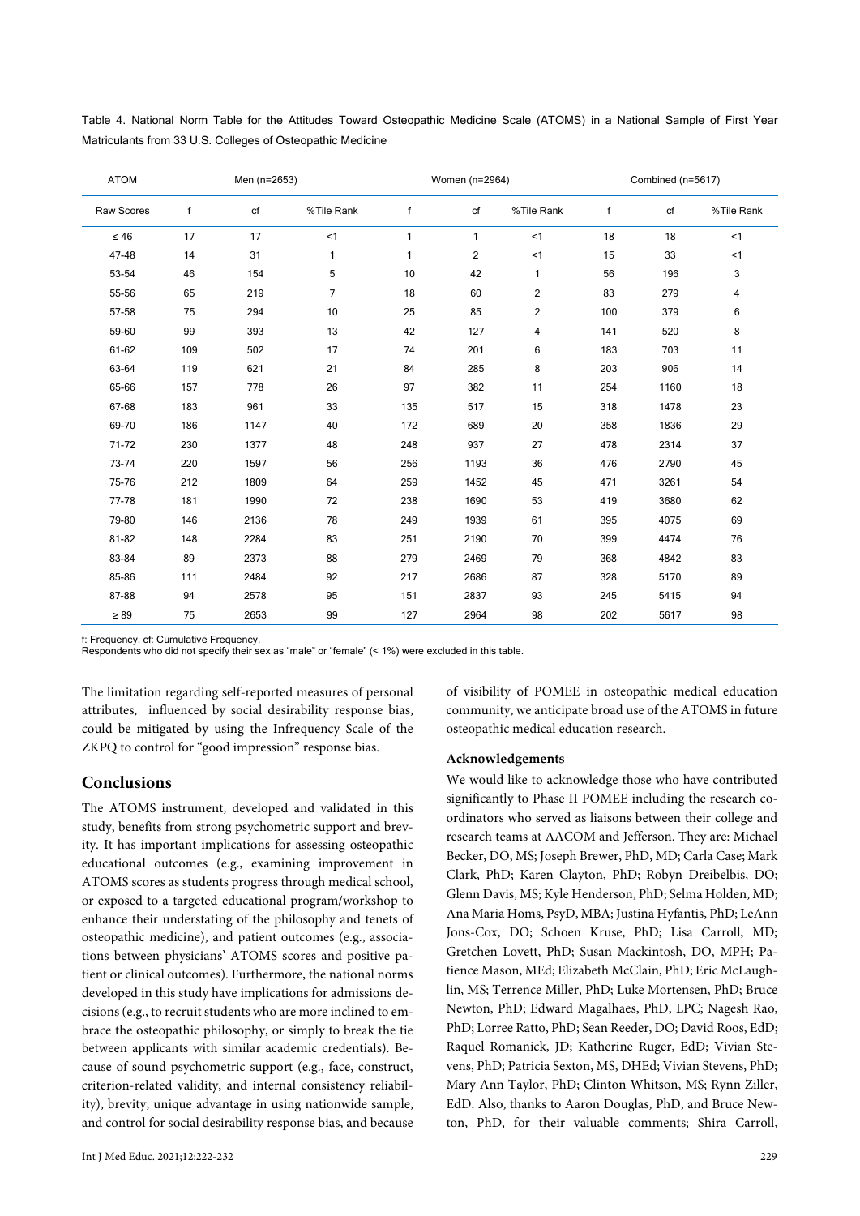Table 4. National Norm Table for the Attitudes Toward Osteopathic Medicine Scale (ATOMS) in a National Sample of First Year Matriculants from 33 U.S. Colleges of Osteopathic Medicine

| ATOM | Men (n=2653) | | | Women (n=2964) | | | Combined (n=5617) | | |
|---|---|---|---|---|---|---|---|---|---|
| Raw Scores | f | cf | %Tile Rank | f | cf | %Tile Rank | f | cf | %Tile Rank |
| ≤ 46 | 17 | 17 | <1 | 1 | 1 | <1 | 18 | 18 | <1 |
| 47-48 | 14 | 31 | 1 | 1 | 2 | <1 | 15 | 33 | <1 |
| 53-54 | 46 | 154 | 5 | 10 | 42 | 1 | 56 | 196 | 3 |
| 55-56 | 65 | 219 | 7 | 18 | 60 | 2 | 83 | 279 | 4 |
| 57-58 | 75 | 294 | 10 | 25 | 85 | 2 | 100 | 379 | 6 |
| 59-60 | 99 | 393 | 13 | 42 | 127 | 4 | 141 | 520 | 8 |
| 61-62 | 109 | 502 | 17 | 74 | 201 | 6 | 183 | 703 | 11 |
| 63-64 | 119 | 621 | 21 | 84 | 285 | 8 | 203 | 906 | 14 |
| 65-66 | 157 | 778 | 26 | 97 | 382 | 11 | 254 | 1160 | 18 |
| 67-68 | 183 | 961 | 33 | 135 | 517 | 15 | 318 | 1478 | 23 |
| 69-70 | 186 | 1147 | 40 | 172 | 689 | 20 | 358 | 1836 | 29 |
| 71-72 | 230 | 1377 | 48 | 248 | 937 | 27 | 478 | 2314 | 37 |
| 73-74 | 220 | 1597 | 56 | 256 | 1193 | 36 | 476 | 2790 | 45 |
| 75-76 | 212 | 1809 | 64 | 259 | 1452 | 45 | 471 | 3261 | 54 |
| 77-78 | 181 | 1990 | 72 | 238 | 1690 | 53 | 419 | 3680 | 62 |
| 79-80 | 146 | 2136 | 78 | 249 | 1939 | 61 | 395 | 4075 | 69 |
| 81-82 | 148 | 2284 | 83 | 251 | 2190 | 70 | 399 | 4474 | 76 |
| 83-84 | 89 | 2373 | 88 | 279 | 2469 | 79 | 368 | 4842 | 83 |
| 85-86 | 111 | 2484 | 92 | 217 | 2686 | 87 | 328 | 5170 | 89 |
| 87-88 | 94 | 2578 | 95 | 151 | 2837 | 93 | 245 | 5415 | 94 |
| ≥ 89 | 75 | 2653 | 99 | 127 | 2964 | 98 | 202 | 5617 | 98 |

f: Frequency, cf: Cumulative Frequency.
Respondents who did not specify their sex as "male" or "female" (< 1%) were excluded in this table.

The limitation regarding self-reported measures of personal attributes, influenced by social desirability response bias, could be mitigated by using the Infrequency Scale of the ZKPQ to control for "good impression" response bias.

## Conclusions

The ATOMS instrument, developed and validated in this study, benefits from strong psychometric support and brevity. It has important implications for assessing osteopathic educational outcomes (e.g., examining improvement in ATOMS scores as students progress through medical school, or exposed to a targeted educational program/workshop to enhance their understating of the philosophy and tenets of osteopathic medicine), and patient outcomes (e.g., associations between physicians' ATOMS scores and positive patient or clinical outcomes). Furthermore, the national norms developed in this study have implications for admissions decisions (e.g., to recruit students who are more inclined to embrace the osteopathic philosophy, or simply to break the tie between applicants with similar academic credentials). Because of sound psychometric support (e.g., face, construct, criterion-related validity, and internal consistency reliability), brevity, unique advantage in using nationwide sample, and control for social desirability response bias, and because of visibility of POMEE in osteopathic medical education community, we anticipate broad use of the ATOMS in future osteopathic medical education research.

### Acknowledgements

We would like to acknowledge those who have contributed significantly to Phase II POMEE including the research coordinators who served as liaisons between their college and research teams at AACOM and Jefferson. They are: Michael Becker, DO, MS; Joseph Brewer, PhD, MD; Carla Case; Mark Clark, PhD; Karen Clayton, PhD; Robyn Dreibelbis, DO; Glenn Davis, MS; Kyle Henderson, PhD; Selma Holden, MD; Ana Maria Homs, PsyD, MBA; Justina Hyfantis, PhD; LeAnn Jons-Cox, DO; Schoen Kruse, PhD; Lisa Carroll, MD; Gretchen Lovett, PhD; Susan Mackintosh, DO, MPH; Patience Mason, MEd; Elizabeth McClain, PhD; Eric McLaughlin, MS; Terrence Miller, PhD; Luke Mortensen, PhD; Bruce Newton, PhD; Edward Magalhaes, PhD, LPC; Nagesh Rao, PhD; Lorree Ratto, PhD; Sean Reeder, DO; David Roos, EdD; Raquel Romanick, JD; Katherine Ruger, EdD; Vivian Stevens, PhD; Patricia Sexton, MS, DHEd; Vivian Stevens, PhD; Mary Ann Taylor, PhD; Clinton Whitson, MS; Rynn Ziller, EdD. Also, thanks to Aaron Douglas, PhD, and Bruce Newton, PhD, for their valuable comments; Shira Carroll,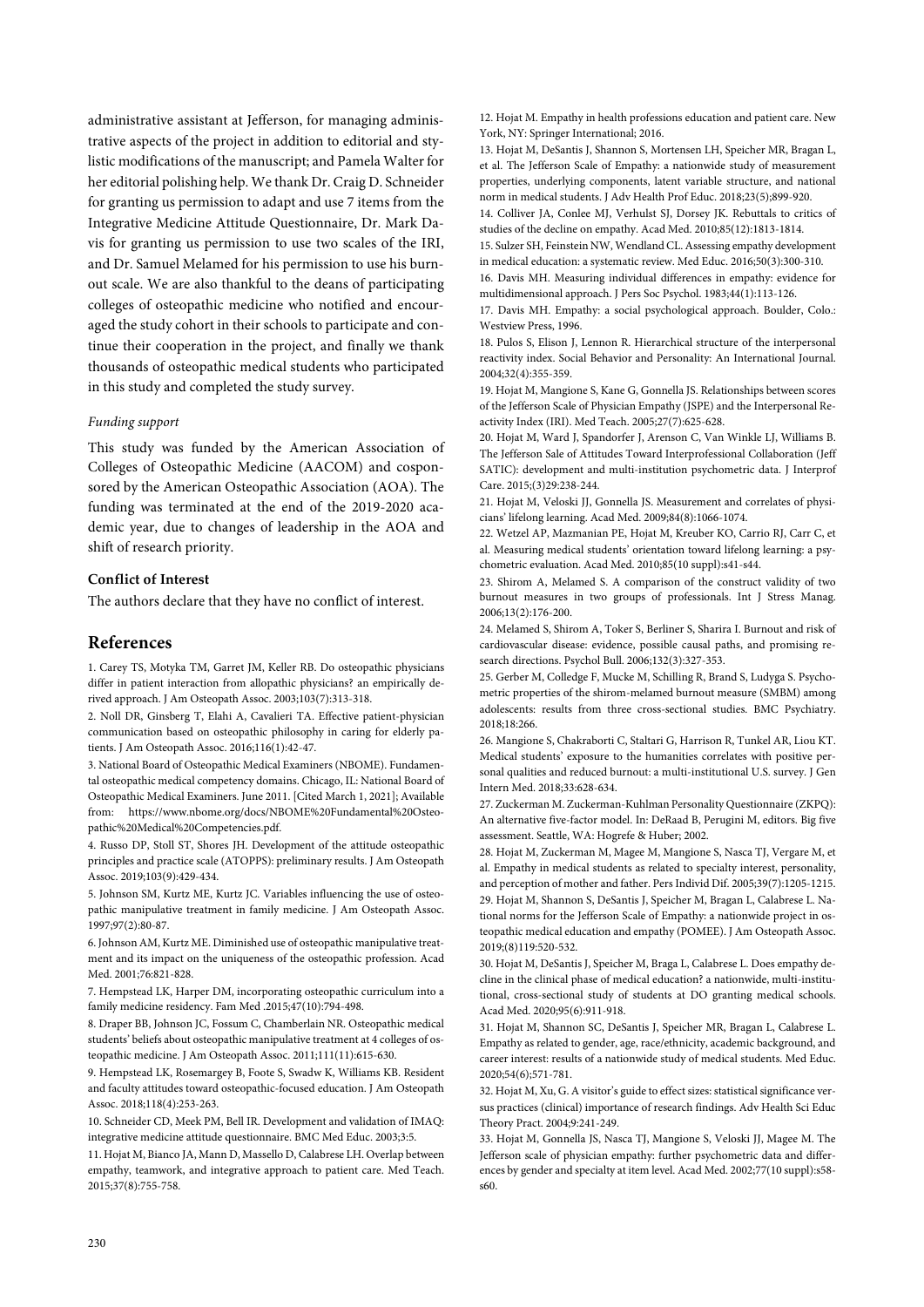administrative assistant at Jefferson, for managing administrative aspects of the project in addition to editorial and stylistic modifications of the manuscript; and Pamela Walter for her editorial polishing help. We thank Dr. Craig D. Schneider for granting us permission to adapt and use 7 items from the Integrative Medicine Attitude Questionnaire, Dr. Mark Davis for granting us permission to use two scales of the IRI, and Dr. Samuel Melamed for his permission to use his burnout scale. We are also thankful to the deans of participating colleges of osteopathic medicine who notified and encouraged the study cohort in their schools to participate and continue their cooperation in the project, and finally we thank thousands of osteopathic medical students who participated in this study and completed the study survey.

*Funding support*

This study was funded by the American Association of Colleges of Osteopathic Medicine (AACOM) and cosponsored by the American Osteopathic Association (AOA). The funding was terminated at the end of the 2019-2020 academic year, due to changes of leadership in the AOA and shift of research priority.

**Conflict of Interest**

The authors declare that they have no conflict of interest.

## References

1. Carey TS, Motyka TM, Garret JM, Keller RB. Do osteopathic physicians differ in patient interaction from allopathic physicians? an empirically derived approach. J Am Osteopath Assoc. 2003;103(7):313-318.
2. Noll DR, Ginsberg T, Elahi A, Cavalieri TA. Effective patient-physician communication based on osteopathic philosophy in caring for elderly patients. J Am Osteopath Assoc. 2016;116(1):42-47.
3. National Board of Osteopathic Medical Examiners (NBOME). Fundamental osteopathic medical competency domains. Chicago, IL: National Board of Osteopathic Medical Examiners. June 2011. [Cited March 1, 2021]; Available from: https://www.nbome.org/docs/NBOME%20Fundamental%20Osteopathic%20Medical%20Competencies.pdf.
4. Russo DP, Stoll ST, Shores JH. Development of the attitude osteopathic principles and practice scale (ATOPPS): preliminary results. J Am Osteopath Assoc. 2019;103(9):429-434.
5. Johnson SM, Kurtz ME, Kurtz JC. Variables influencing the use of osteopathic manipulative treatment in family medicine. J Am Osteopath Assoc. 1997;97(2):80-87.
6. Johnson AM, Kurtz ME. Diminished use of osteopathic manipulative treatment and its impact on the uniqueness of the osteopathic profession. Acad Med. 2001;76:821-828.
7. Hempstead LK, Harper DM, incorporating osteopathic curriculum into a family medicine residency. Fam Med .2015;47(10):794-498.
8. Draper BB, Johnson JC, Fossum C, Chamberlain NR. Osteopathic medical students' beliefs about osteopathic manipulative treatment at 4 colleges of osteopathic medicine. J Am Osteopath Assoc. 2011;111(11):615-630.
9. Hempstead LK, Rosemargey B, Foote S, Swadw K, Williams KB. Resident and faculty attitudes toward osteopathic-focused education. J Am Osteopath Assoc. 2018;118(4):253-263.
10. Schneider CD, Meek PM, Bell IR. Development and validation of IMAQ: integrative medicine attitude questionnaire. BMC Med Educ. 2003;3:5.
11. Hojat M, Bianco JA, Mann D, Massello D, Calabrese LH. Overlap between empathy, teamwork, and integrative approach to patient care. Med Teach. 2015;37(8):755-758.
12. Hojat M. Empathy in health professions education and patient care. New York, NY: Springer International; 2016.
13. Hojat M, DeSantis J, Shannon S, Mortensen LH, Speicher MR, Bragan L, et al. The Jefferson Scale of Empathy: a nationwide study of measurement properties, underlying components, latent variable structure, and national norm in medical students. J Adv Health Prof Educ. 2018;23(5);899-920.
14. Colliver JA, Conlee MJ, Verhulst SJ, Dorsey JK. Rebuttals to critics of studies of the decline on empathy. Acad Med. 2010;85(12):1813-1814.
15. Sulzer SH, Feinstein NW, Wendland CL. Assessing empathy development in medical education: a systematic review. Med Educ. 2016;50(3):300-310.
16. Davis MH. Measuring individual differences in empathy: evidence for multidimensional approach. J Pers Soc Psychol. 1983;44(1):113-126.
17. Davis MH. Empathy: a social psychological approach. Boulder, Colo.: Westview Press, 1996.
18. Pulos S, Elison J, Lennon R. Hierarchical structure of the interpersonal reactivity index. Social Behavior and Personality: An International Journal. 2004;32(4):355-359.
19. Hojat M, Mangione S, Kane G, Gonnella JS. Relationships between scores of the Jefferson Scale of Physician Empathy (JSPE) and the Interpersonal Reactivity Index (IRI). Med Teach. 2005;27(7):625-628.
20. Hojat M, Ward J, Spandorfer J, Arenson C, Van Winkle LJ, Williams B. The Jefferson Sale of Attitudes Toward Interprofessional Collaboration (Jeff SATIC): development and multi-institution psychometric data. J Interprof Care. 2015;(3)29:238-244.
21. Hojat M, Veloski JJ, Gonnella JS. Measurement and correlates of physicians' lifelong learning. Acad Med. 2009;84(8):1066-1074.
22. Wetzel AP, Mazmanian PE, Hojat M, Kreuber KO, Carrio RJ, Carr C, et al. Measuring medical students' orientation toward lifelong learning: a psychometric evaluation. Acad Med. 2010;85(10 suppl):s41-s44.
23. Shirom A, Melamed S. A comparison of the construct validity of two burnout measures in two groups of professionals. Int J Stress Manag. 2006;13(2):176-200.
24. Melamed S, Shirom A, Toker S, Berliner S, Sharira I. Burnout and risk of cardiovascular disease: evidence, possible causal paths, and promising research directions. Psychol Bull. 2006;132(3):327-353.
25. Gerber M, Colledge F, Mucke M, Schilling R, Brand S, Ludyga S. Psychometric properties of the shirom-melamed burnout measure (SMBM) among adolescents: results from three cross-sectional studies. BMC Psychiatry. 2018;18:266.
26. Mangione S, Chakraborti C, Staltari G, Harrison R, Tunkel AR, Liou KT. Medical students' exposure to the humanities correlates with positive personal qualities and reduced burnout: a multi-institutional U.S. survey. J Gen Intern Med. 2018;33:628-634.
27. Zuckerman M. Zuckerman-Kuhlman Personality Questionnaire (ZKPQ): An alternative five-factor model. In: DeRaad B, Perugini M, editors. Big five assessment. Seattle, WA: Hogrefe & Huber; 2002.
28. Hojat M, Zuckerman M, Magee M, Mangione S, Nasca TJ, Vergare M, et al. Empathy in medical students as related to specialty interest, personality, and perception of mother and father. Pers Individ Dif. 2005;39(7):1205-1215.
29. Hojat M, Shannon S, DeSantis J, Speicher M, Bragan L, Calabrese L. National norms for the Jefferson Scale of Empathy: a nationwide project in osteopathic medical education and empathy (POMEE). J Am Osteopath Assoc. 2019;(8)119:520-532.
30. Hojat M, DeSantis J, Speicher M, Braga L, Calabrese L. Does empathy decline in the clinical phase of medical education? a nationwide, multi-institutional, cross-sectional study of students at DO granting medical schools. Acad Med. 2020;95(6):911-918.
31. Hojat M, Shannon SC, DeSantis J, Speicher MR, Bragan L, Calabrese L. Empathy as related to gender, age, race/ethnicity, academic background, and career interest: results of a nationwide study of medical students. Med Educ. 2020;54(6);571-781.
32. Hojat M, Xu, G. A visitor's guide to effect sizes: statistical significance versus practices (clinical) importance of research findings. Adv Health Sci Educ Theory Pract. 2004;9:241-249.
33. Hojat M, Gonnella JS, Nasca TJ, Mangione S, Veloski JJ, Magee M. The Jefferson scale of physician empathy: further psychometric data and differences by gender and specialty at item level. Acad Med. 2002;77(10 suppl):s58-s60.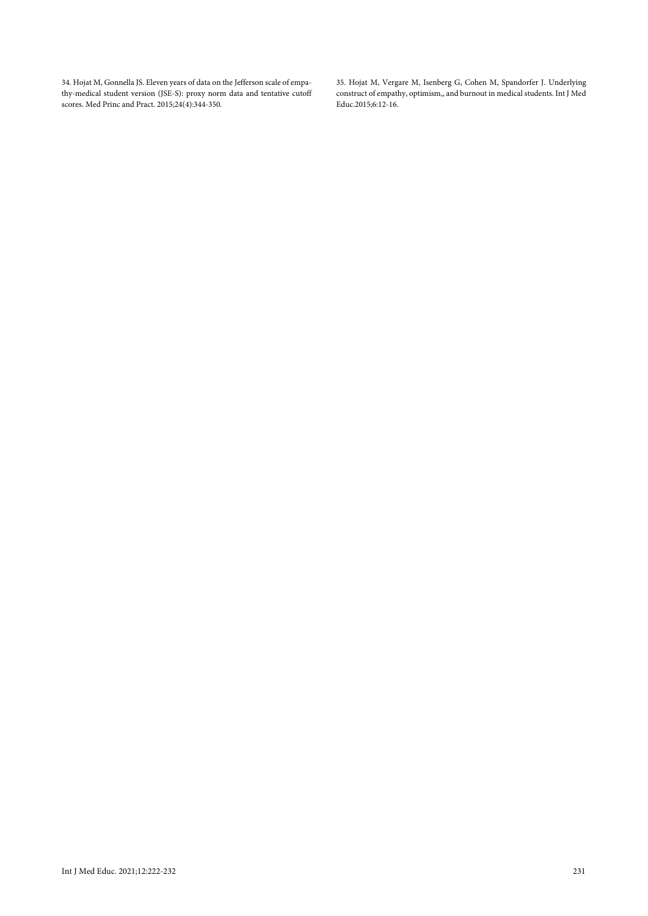34. Hojat M, Gonnella JS. Eleven years of data on the Jefferson scale of empathy-medical student version (JSE-S): proxy norm data and tentative cutoff scores. Med Princ and Pract. 2015;24(4):344-350.

35. Hojat M, Vergare M, Isenberg G, Cohen M, Spandorfer J. Underlying construct of empathy, optimism,, and burnout in medical students. Int J Med Educ.2015;6:12-16.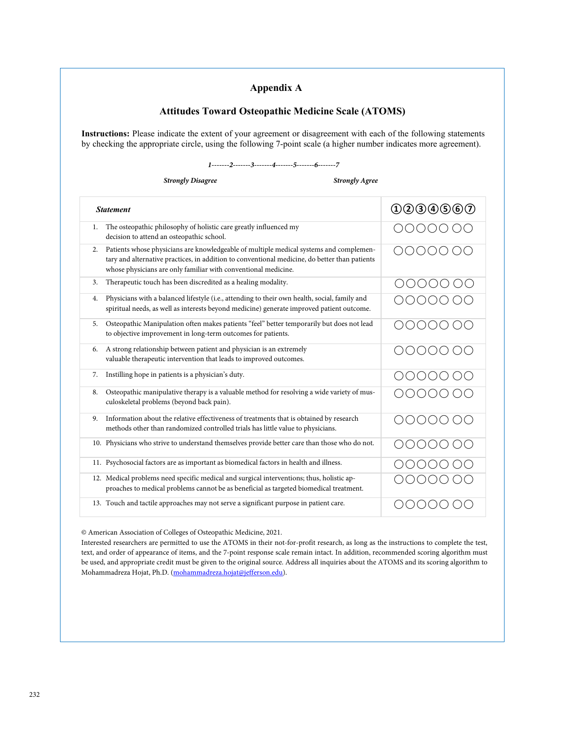## Appendix A

### Attitudes Toward Osteopathic Medicine Scale (ATOMS)

**Instructions:** Please indicate the extent of your agreement or disagreement with each of the following statements by checking the appropriate circle, using the following 7-point scale (a higher number indicates more agreement).

***1-------2-------3-------4-------5-------6-------7***

***Strongly Disagree*** ***Strongly Agree***

| *Statement* | ①②③④⑤⑥⑦ |
|---|---|
| 1. The osteopathic philosophy of holistic care greatly influenced my decision to attend an osteopathic school. | ○○○○○ ○○ |
| 2. Patients whose physicians are knowledgeable of multiple medical systems and complementary and alternative practices, in addition to conventional medicine, do better than patients whose physicians are only familiar with conventional medicine. | ○○○○○ ○○ |
| 3. Therapeutic touch has been discredited as a healing modality. | ○○○○○ ○○ |
| 4. Physicians with a balanced lifestyle (i.e., attending to their own health, social, family and spiritual needs, as well as interests beyond medicine) generate improved patient outcome. | ○○○○○ ○○ |
| 5. Osteopathic Manipulation often makes patients "feel" better temporarily but does not lead to objective improvement in long-term outcomes for patients. | ○○○○○ ○○ |
| 6. A strong relationship between patient and physician is an extremely valuable therapeutic intervention that leads to improved outcomes. | ○○○○○ ○○ |
| 7. Instilling hope in patients is a physician's duty. | ○○○○○ ○○ |
| 8. Osteopathic manipulative therapy is a valuable method for resolving a wide variety of musculoskeletal problems (beyond back pain). | ○○○○○ ○○ |
| 9. Information about the relative effectiveness of treatments that is obtained by research methods other than randomized controlled trials has little value to physicians. | ○○○○○ ○○ |
| 10. Physicians who strive to understand themselves provide better care than those who do not. | ○○○○○ ○○ |
| 11. Psychosocial factors are as important as biomedical factors in health and illness. | ○○○○○ ○○ |
| 12. Medical problems need specific medical and surgical interventions; thus, holistic approaches to medical problems cannot be as beneficial as targeted biomedical treatment. | ○○○○○ ○○ |
| 13. Touch and tactile approaches may not serve a significant purpose in patient care. | ○○○○○ ○○ |

© American Association of Colleges of Osteopathic Medicine, 2021.
Interested researchers are permitted to use the ATOMS in their not-for-profit research, as long as the instructions to complete the test, text, and order of appearance of items, and the 7-point response scale remain intact. In addition, recommended scoring algorithm must be used, and appropriate credit must be given to the original source. Address all inquiries about the ATOMS and its scoring algorithm to Mohammadreza Hojat, Ph.D. (mohammadreza.hojat@jefferson.edu).